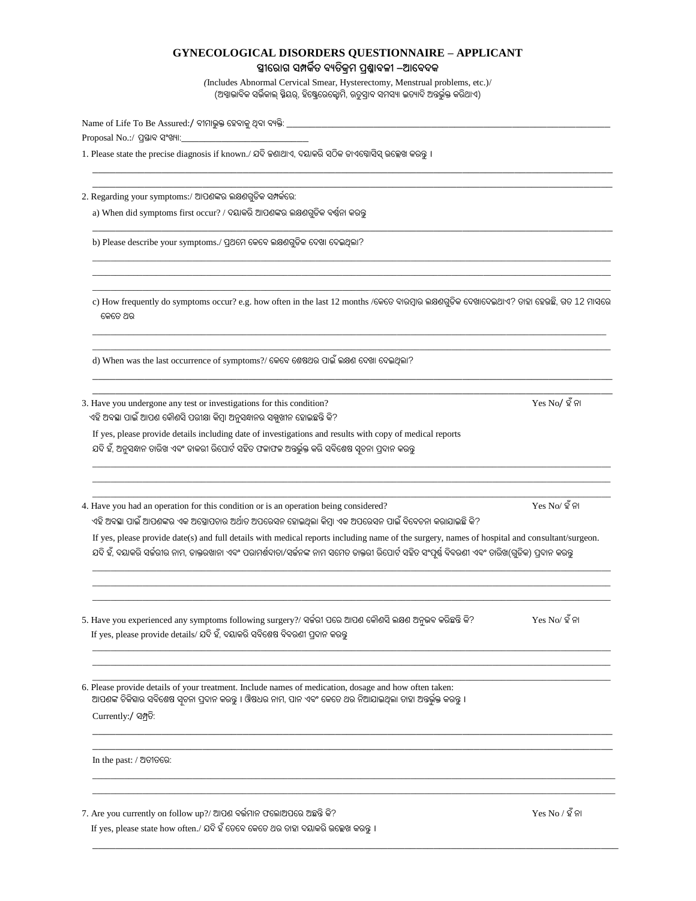# GYNECOLOGICAL DISORDERS QUESTIONNAIRE – APPLICANT

## ସ୍ତ୍ରୀରୋଗ ସମ୍ପର୍କିତ ବ୍ୟତିକ୍ରମ ପ୍ରଶ୍ନାବଳୀ –ଆବେଦକ

*(Includes Abnormal Cervical Smear, Hysterectomy, Menstrual problems, etc.)/*
(ଅସ୍ୱାଭାବିକ ସର୍ଭିକାଲ୍ ସ୍ମିୟର୍, ହିଷ୍ଟେରେକ୍ଟୋମି, ଋତୁସ୍ରାବ ସମସ୍ୟା ଇତ୍ୟାଦି ଅନ୍ତର୍ଭୁକ୍ତ କରିଥାଏ)

Name of Life To Be Assured:/ ବୀମାଭୁକ୍ତ ହେବାକୁ ଥିବା ବ୍ୟକ୍ତି: ____________________

Proposal No.:/ ପ୍ରସ୍ତାବ ସଂଖ୍ୟା:____________________

1. Please state the precise diagnosis if known./ ଯଦି ଜଣାଥାଏ, ଦୟାକରି ସଠିକ ଡାଏଗ୍ନୋସିସ୍ ଉଲ୍ଲେଖ କରନ୍ତୁ ।

____________________

____________________

2. Regarding your symptoms:/ ଆପଣଙ୍କର ଲକ୍ଷଣଗୁଡ଼ିକ ସମ୍ପର୍କରେ:

   a) When did symptoms first occur? / ଦୟାକରି ଆପଣଙ୍କର ଲକ୍ଷଣଗୁଡ଼ିକ ବର୍ଣ୍ଣନା କରନ୍ତୁ

   ____________________

   b) Please describe your symptoms./ ପ୍ରଥମେ କେବେ ଲକ୍ଷଣଗୁଡ଼ିକ ଦେଖା ଦେଇଥିଲା?

   ____________________

   ____________________

   ____________________

   c) How frequently do symptoms occur? e.g. how often in the last 12 months /କେତେ ବାରମ୍ବାର ଲକ୍ଷଣଗୁଡ଼ିକ ଦେଖାଦେଇଥାଏ? ତାହା ହେଉଛି, ଗତ 12 ମାସରେ କେତେ ଥର

   ____________________

   ____________________

   d) When was the last occurrence of symptoms?/ କେବେ ଶେଷଥର ପାଇଁ ଲକ୍ଷଣ ଦେଖା ଦେଇଥିଲା?

   ____________________

   ____________________

3. Have you undergone any test or investigations for this condition? Yes No/ ହଁ ନା
   ଏହି ଅବସ୍ଥା ପାଇଁ ଆପଣ କୌଣସି ପରୀକ୍ଷା କିମ୍ବା ଅନୁସନ୍ଧାନର ସମ୍ମୁଖୀନ ହୋଇଛନ୍ତି କି?

   If yes, please provide details including date of investigations and results with copy of medical reports
   ଯଦି ହଁ, ଅନୁସନ୍ଧାନ ତାରିଖ ଏବଂ ଡାକରୀ ରିପୋର୍ଟ ସହିତ ଫଳାଫଳ ଅନ୍ତର୍ଭୁକ୍ତ କରି ସବିଶେଷ ସୂଚନା ପ୍ରଦାନ କରନ୍ତୁ

   ____________________

   ____________________

   ____________________

4. Have you had an operation for this condition or is an operation being considered? Yes No/ ହଁ ନା
   ଏହି ଅବସ୍ଥା ପାଇଁ ଆପଣଙ୍କର ଏକ ଅସ୍ତ୍ରୋପଚାର ଅର୍ଥାତ ଅପରେସନ ହୋଇଥିଲା କିମ୍ବା ଏକ ଅପରେସନ ପାଇଁ ବିବେଚନା କରାଯାଇଛି କି?

   If yes, please provide date(s) and full details with medical reports including name of the surgery, names of hospital and consultant/surgeon.
   ଯଦି ହଁ, ଦୟାକରି ସର୍ଜରୀର ନାମ, ଡାକ୍ତରଖାନା ଏବଂ ପରାମର୍ଶଦାତା/ସର୍ଜନଙ୍କ ନାମ ସମେତ ଡାକ୍ତରୀ ରିପୋର୍ଟ ସହିତ ସଂପୂର୍ଣ୍ଣ ବିବରଣୀ ଏବଂ ତାରିଖ(ଗୁଡ଼ିକ) ପ୍ରଦାନ କରନ୍ତୁ

   ____________________

   ____________________

   ____________________

5. Have you experienced any symptoms following surgery?/ ସର୍ଜରୀ ପରେ ଆପଣ କୌଣସି ଲକ୍ଷଣ ଅନୁଭବ କରିଛନ୍ତି କି? Yes No/ ହଁ ନା
   If yes, please provide details/ ଯଦି ହଁ, ଦୟାକରି ସବିଶେଷ ବିବରଣୀ ପ୍ରଦାନ କରନ୍ତୁ

   ____________________

   ____________________

   ____________________

6. Please provide details of your treatment. Include names of medication, dosage and how often taken:
   ଆପଣଙ୍କ ଚିକିତ୍ସାର ସବିଶେଷ ସୂଚନା ପ୍ରଦାନ କରନ୍ତୁ । ଔଷଧର ନାମ, ପାନ ଏବଂ କେତେ ଥର ନିଆଯାଇଥିଲା ତାହା ଅନ୍ତର୍ଭୁକ୍ତ କରନ୍ତୁ ।

   Currently:/ ସମ୍ପ୍ରତି:

   ____________________

   ____________________

   In the past: / ଅତୀତରେ:

   ____________________

   ____________________

7. Are you currently on follow up?/ ଆପଣ ବର୍ତ୍ତମାନ ଫଲୋଅପରେ ଅଛନ୍ତି କି? Yes No / ହଁ ନା
   If yes, please state how often./ ଯଦି ହଁ ତେବେ କେତେ ଥର ତାହା ଦୟାକରି ଉଲ୍ଲେଖ କରନ୍ତୁ ।

   ____________________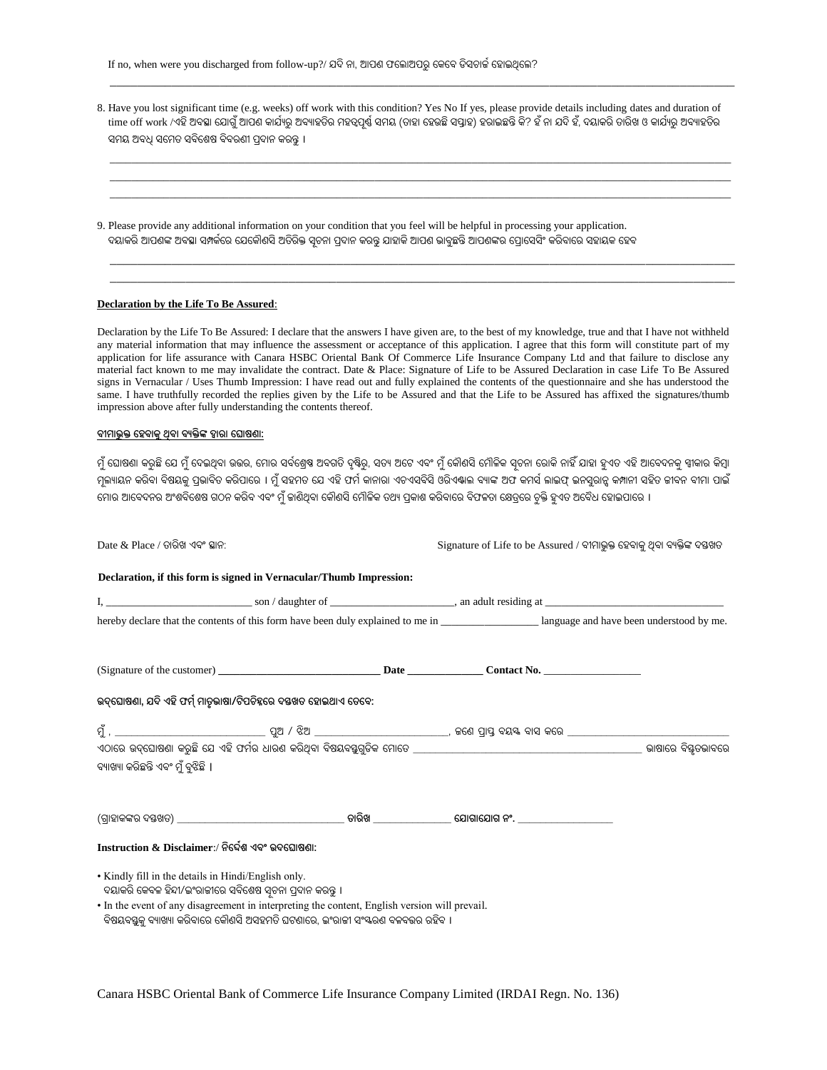If no, when were you discharged from follow-up?/ ଯଦି ନା, ଆପଣ ଫଲୋଅପରୁ କେବେ ଡିସଚାର୍ଜ ହୋଇଥିଲେ?

_______________________________________________________________________________

8. Have you lost significant time (e.g. weeks) off work with this condition? Yes No If yes, please provide details including dates and duration of time off work /ଏହି ଅବସ୍ଥା ଯୋଗୁଁ ଆପଣ କାର୍ଯ୍ୟରୁ ଅବ୍ୟାହତିର ମହତ୍ତ୍ୱପୂର୍ଣ୍ଣ ସମୟ (ତାହା ହେଉଛି ସପ୍ତାହ) ହରାଇଛନ୍ତି କି? ହଁ ନା ଯଦି ହଁ, ଦୟାକରି ତାରିଖ ଓ କାର୍ଯ୍ୟରୁ ଅବ୍ୟାହତିର ସମୟ ଅବଧି ସମେତ ସବିଶେଷ ବିବରଣୀ ପ୍ରଦାନ କରନ୍ତୁ ।

_______________________________________________________________________________

_______________________________________________________________________________

_______________________________________________________________________________

9. Please provide any additional information on your condition that you feel will be helpful in processing your application.
ଦୟାକରି ଆପଣଙ୍କ ଅବସ୍ଥା ସମ୍ପର୍କରେ ଯେକୌଣସି ଅତିରିକ୍ତ ସୂଚନା ପ୍ରଦାନ କରନ୍ତୁ ଯାହାକି ଆପଣ ଭାବୁଛନ୍ତି ଆପଣଙ୍କର ପ୍ରୋସେସିଂ କରିବାରେ ସହାୟକ ହେବ

_______________________________________________________________________________

_______________________________________________________________________________

**Declaration by the Life To Be Assured**:

Declaration by the Life To Be Assured: I declare that the answers I have given are, to the best of my knowledge, true and that I have not withheld any material information that may influence the assessment or acceptance of this application. I agree that this form will constitute part of my application for life assurance with Canara HSBC Oriental Bank Of Commerce Life Insurance Company Ltd and that failure to disclose any material fact known to me may invalidate the contract. Date & Place: Signature of Life to be Assured Declaration in case Life To Be Assured signs in Vernacular / Uses Thumb Impression: I have read out and fully explained the contents of the questionnaire and she has understood the same. I have truthfully recorded the replies given by the Life to be Assured and that the Life to be Assured has affixed the signatures/thumb impression above after fully understanding the contents thereof.

**ବୀମାଭୁକ୍ତ ହେବାକୁ ଥିବା ବ୍ୟକ୍ତିଙ୍କ ଦ୍ୱାରା ଘୋଷଣା:**

ମୁଁ ଘୋଷଣା କରୁଛି ଯେ ମୁଁ ଦେଇଥିବା ଉତ୍ତର, ମୋର ସର୍ବଶ୍ରେଷ୍ଠ ଅବଗତି ଦୃଷ୍ଟିରୁ, ସତ୍ୟ ଅଟେ ଏବଂ ମୁଁ କୌଣସି ମୌଳିକ ସୂଚନା ରୋକି ନାହିଁ ଯାହା ହୁଏତ ଏହି ଆବେଦନକୁ ସ୍ୱୀକାର କିମ୍ବା ମୂଲ୍ୟାୟନ କରିବା ବିଷୟକୁ ପ୍ରଭାବିତ କରିପାରେ । ମୁଁ ସହମତ ଯେ ଏହି ଫର୍ମ କାନାରା ଏଚଏସବିସି ଓରିଏଣ୍ଟାଲ ବ୍ୟାଙ୍କ ଅଫ କମର୍ସ ଲାଇଫ୍ ଇନସୁରାନ୍ସ କମ୍ପାନୀ ସହିତ ଜୀବନ ବୀମା ପାଇଁ ମୋର ଆବେଦନର ଅଂଶବିଶେଷ ଗଠନ କରିବ ଏବଂ ମୁଁ ଜାଣିଥିବା କୌଣସି ମୌଳିକ ତଥ୍ୟ ପ୍ରକାଶ କରିବାରେ ବିଫଳତା କ୍ଷେତ୍ରରେ ଚୁକ୍ତି ହୁଏତ ଅବୈଧ ହୋଇପାରେ ।

Date & Place / ତାରିଖ ଏବଂ ସ୍ଥାନ:

Signature of Life to be Assured / ବୀମାଭୁକ୍ତ ହେବାକୁ ଥିବା ବ୍ୟକ୍ତିଙ୍କ ଦସ୍ତଖତ

**Declaration, if this form is signed in Vernacular/Thumb Impression:**

I, ___________________________ son / daughter of ________________________, an adult residing at _________________________________

hereby declare that the contents of this form have been duly explained to me in __________________ language and have been understood by me.

(Signature of the customer) **_______________________________ Date ______________ Contact No.** __________________

**ଉଦ୍‌ଘୋଷଣା, ଯଦି ଏହି ଫର୍ମ୍ ମାତୃଭାଷା/ଟିପଚିହ୍ନରେ ଦସ୍ତଖତ ହୋଇଥାଏ ତେବେ:**

ମୁଁ , _____________________________ ପୁଅ / ଝିଅ _________________________, ଜଣେ ପ୍ରାପ୍ତ ବୟସ୍କ ବାସ କରେ _______________________________

ଏଠାରେ ଉଦ୍‌ଘୋଷଣା କରୁଛି ଯେ ଏହି ଫର୍ମର ଧାରଣ କରିଥିବା ବିଷୟବସ୍ତୁଗୁଡିକ ମୋତେ ___________________________________________ ଭାଷାରେ ବିସ୍ତୃତଭାବରେ ବ୍ୟାଖ୍ୟା କରିଛନ୍ତି ଏବଂ ମୁଁ ବୁଝିଛି ।

(ଗ୍ରାହକଙ୍କର ଦସ୍ତଖତ) **_________________________________ ତାରିଖ _______________ ଯୋଗାଯୋଗ ନଂ.** __________________

**Instruction & Disclaimer**:/ **ନିର୍ଦ୍ଦେଶ ଏବଂ ଉଦ୍‌ଘୋଷଣା:**

- Kindly fill in the details in Hindi/English only.
  ଦୟାକରି କେବଳ ହିନ୍ଦୀ/ଇଂରାଜୀରେ ସବିଶେଷ ସୂଚନା ପ୍ରଦାନ କରନ୍ତୁ ।
- In the event of any disagreement in interpreting the content, English version will prevail.
  ବିଷୟବସ୍ତୁକୁ ବ୍ୟାଖ୍ୟା କରିବାରେ କୌଣସି ଅସହମତି ଘଟଣାରେ, ଇଂରାଜୀ ସଂସ୍କରଣ ବଳବତ୍ତର ରହିବ ।

Canara HSBC Oriental Bank of Commerce Life Insurance Company Limited (IRDAI Regn. No. 136)